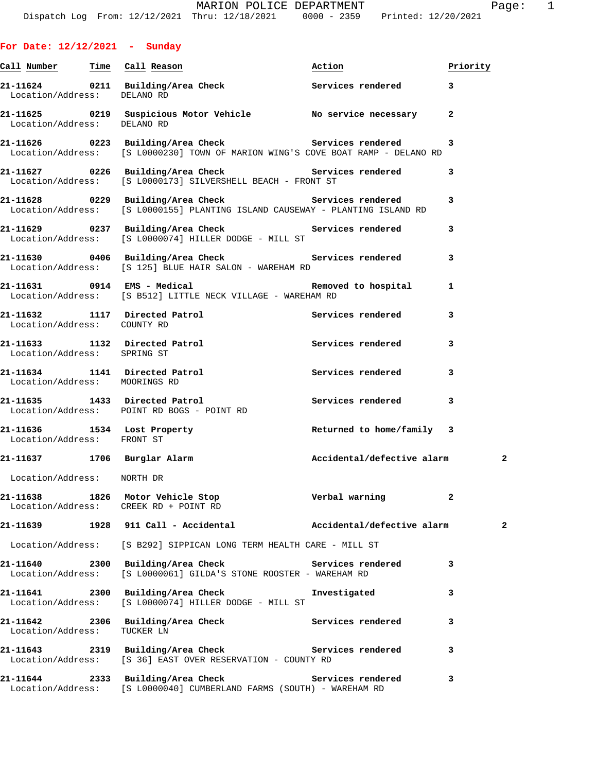# MARION POLICE DEPARTMENT

Dispatch Log From: 12/12/2021 Thru: 12/18/2021 0000 - 2359 Printed: 12/20/2021

## For Date: 12/12/2021 - Sunday

| Call Number | Time | Call Reason | Action | Priority |
|---|---|---|---|---|
| 21-11624 | 0211 | Building/Area Check | Services rendered | 3 |
| Location/Address: | | DELANO RD | | |
| 21-11625 | 0219 | Suspicious Motor Vehicle | No service necessary | 2 |
| Location/Address: | | DELANO RD | | |
| 21-11626 | 0223 | Building/Area Check | Services rendered | 3 |
| Location/Address: | | [S L0000230] TOWN OF MARION WING'S COVE BOAT RAMP - DELANO RD | | |
| 21-11627 | 0226 | Building/Area Check | Services rendered | 3 |
| Location/Address: | | [S L0000173] SILVERSHELL BEACH - FRONT ST | | |
| 21-11628 | 0229 | Building/Area Check | Services rendered | 3 |
| Location/Address: | | [S L0000155] PLANTING ISLAND CAUSEWAY - PLANTING ISLAND RD | | |
| 21-11629 | 0237 | Building/Area Check | Services rendered | 3 |
| Location/Address: | | [S L0000074] HILLER DODGE - MILL ST | | |
| 21-11630 | 0406 | Building/Area Check | Services rendered | 3 |
| Location/Address: | | [S 125] BLUE HAIR SALON - WAREHAM RD | | |
| 21-11631 | 0914 | EMS - Medical | Removed to hospital | 1 |
| Location/Address: | | [S B512] LITTLE NECK VILLAGE - WAREHAM RD | | |
| 21-11632 | 1117 | Directed Patrol | Services rendered | 3 |
| Location/Address: | | COUNTY RD | | |
| 21-11633 | 1132 | Directed Patrol | Services rendered | 3 |
| Location/Address: | | SPRING ST | | |
| 21-11634 | 1141 | Directed Patrol | Services rendered | 3 |
| Location/Address: | | MOORINGS RD | | |
| 21-11635 | 1433 | Directed Patrol | Services rendered | 3 |
| Location/Address: | | POINT RD BOGS - POINT RD | | |
| 21-11636 | 1534 | Lost Property | Returned to home/family | 3 |
| Location/Address: | | FRONT ST | | |
| 21-11637 | 1706 | Burglar Alarm | Accidental/defective alarm | 2 |
| Location/Address: | | NORTH DR | | |
| 21-11638 | 1826 | Motor Vehicle Stop | Verbal warning | 2 |
| Location/Address: | | CREEK RD + POINT RD | | |
| 21-11639 | 1928 | 911 Call - Accidental | Accidental/defective alarm | 2 |
| Location/Address: | | [S B292] SIPPICAN LONG TERM HEALTH CARE - MILL ST | | |
| 21-11640 | 2300 | Building/Area Check | Services rendered | 3 |
| Location/Address: | | [S L0000061] GILDA'S STONE ROOSTER - WAREHAM RD | | |
| 21-11641 | 2300 | Building/Area Check | Investigated | 3 |
| Location/Address: | | [S L0000074] HILLER DODGE - MILL ST | | |
| 21-11642 | 2306 | Building/Area Check | Services rendered | 3 |
| Location/Address: | | TUCKER LN | | |
| 21-11643 | 2319 | Building/Area Check | Services rendered | 3 |
| Location/Address: | | [S 36] EAST OVER RESERVATION - COUNTY RD | | |
| 21-11644 | 2333 | Building/Area Check | Services rendered | 3 |
| Location/Address: | | [S L0000040] CUMBERLAND FARMS (SOUTH) - WAREHAM RD | | |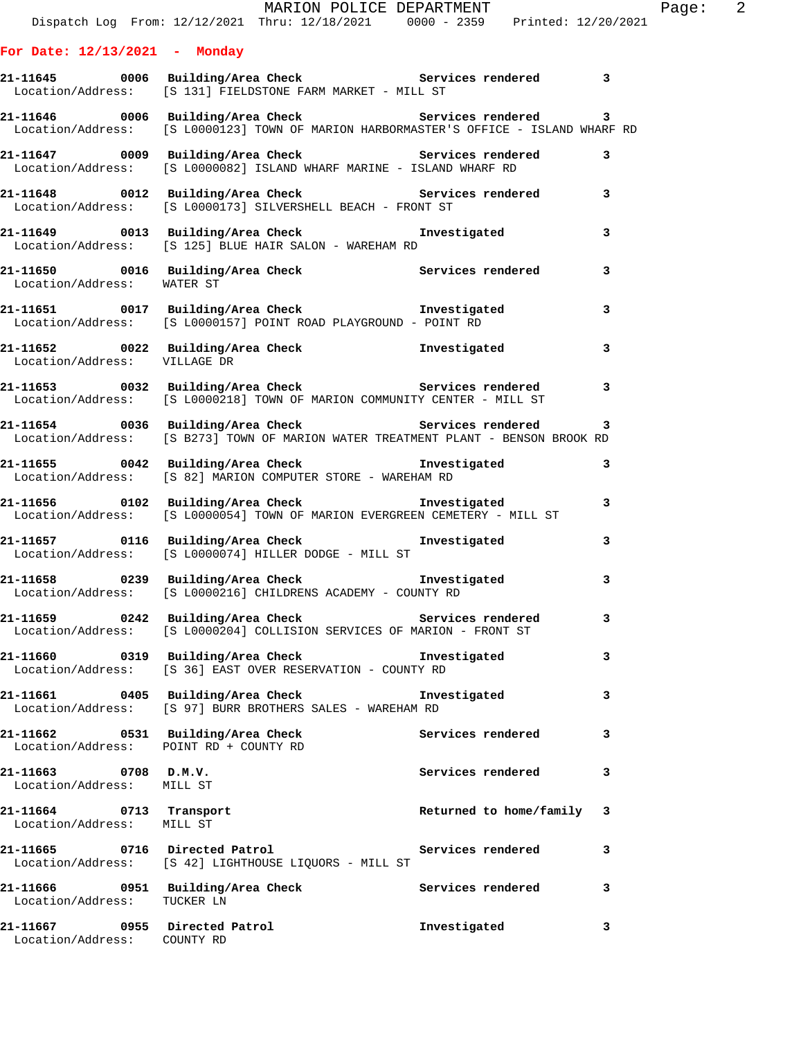**For Date: 12/13/2021 - Monday**

| Call # | Time | Call Type | Action | Priority |
|---|---|---|---|---|
| 21-11645 | 0006 | Building/Area Check | Services rendered | 3 |
| Location/Address: | | [S 131] FIELDSTONE FARM MARKET - MILL ST | | |
| 21-11646 | 0006 | Building/Area Check | Services rendered | 3 |
| Location/Address: | | [S L0000123] TOWN OF MARION HARBORMASTER'S OFFICE - ISLAND WHARF RD | | |
| 21-11647 | 0009 | Building/Area Check | Services rendered | 3 |
| Location/Address: | | [S L0000082] ISLAND WHARF MARINE - ISLAND WHARF RD | | |
| 21-11648 | 0012 | Building/Area Check | Services rendered | 3 |
| Location/Address: | | [S L0000173] SILVERSHELL BEACH - FRONT ST | | |
| 21-11649 | 0013 | Building/Area Check | Investigated | 3 |
| Location/Address: | | [S 125] BLUE HAIR SALON - WAREHAM RD | | |
| 21-11650 | 0016 | Building/Area Check | Services rendered | 3 |
| Location/Address: | | WATER ST | | |
| 21-11651 | 0017 | Building/Area Check | Investigated | 3 |
| Location/Address: | | [S L0000157] POINT ROAD PLAYGROUND - POINT RD | | |
| 21-11652 | 0022 | Building/Area Check | Investigated | 3 |
| Location/Address: | | VILLAGE DR | | |
| 21-11653 | 0032 | Building/Area Check | Services rendered | 3 |
| Location/Address: | | [S L0000218] TOWN OF MARION COMMUNITY CENTER - MILL ST | | |
| 21-11654 | 0036 | Building/Area Check | Services rendered | 3 |
| Location/Address: | | [S B273] TOWN OF MARION WATER TREATMENT PLANT - BENSON BROOK RD | | |
| 21-11655 | 0042 | Building/Area Check | Investigated | 3 |
| Location/Address: | | [S 82] MARION COMPUTER STORE - WAREHAM RD | | |
| 21-11656 | 0102 | Building/Area Check | Investigated | 3 |
| Location/Address: | | [S L0000054] TOWN OF MARION EVERGREEN CEMETERY - MILL ST | | |
| 21-11657 | 0116 | Building/Area Check | Investigated | 3 |
| Location/Address: | | [S L0000074] HILLER DODGE - MILL ST | | |
| 21-11658 | 0239 | Building/Area Check | Investigated | 3 |
| Location/Address: | | [S L0000216] CHILDRENS ACADEMY - COUNTY RD | | |
| 21-11659 | 0242 | Building/Area Check | Services rendered | 3 |
| Location/Address: | | [S L0000204] COLLISION SERVICES OF MARION - FRONT ST | | |
| 21-11660 | 0319 | Building/Area Check | Investigated | 3 |
| Location/Address: | | [S 36] EAST OVER RESERVATION - COUNTY RD | | |
| 21-11661 | 0405 | Building/Area Check | Investigated | 3 |
| Location/Address: | | [S 97] BURR BROTHERS SALES - WAREHAM RD | | |
| 21-11662 | 0531 | Building/Area Check | Services rendered | 3 |
| Location/Address: | | POINT RD + COUNTY RD | | |
| 21-11663 | 0708 | D.M.V. | Services rendered | 3 |
| Location/Address: | | MILL ST | | |
| 21-11664 | 0713 | Transport | Returned to home/family | 3 |
| Location/Address: | | MILL ST | | |
| 21-11665 | 0716 | Directed Patrol | Services rendered | 3 |
| Location/Address: | | [S 42] LIGHTHOUSE LIQUORS - MILL ST | | |
| 21-11666 | 0951 | Building/Area Check | Services rendered | 3 |
| Location/Address: | | TUCKER LN | | |
| 21-11667 | 0955 | Directed Patrol | Investigated | 3 |
| Location/Address: | | COUNTY RD | | |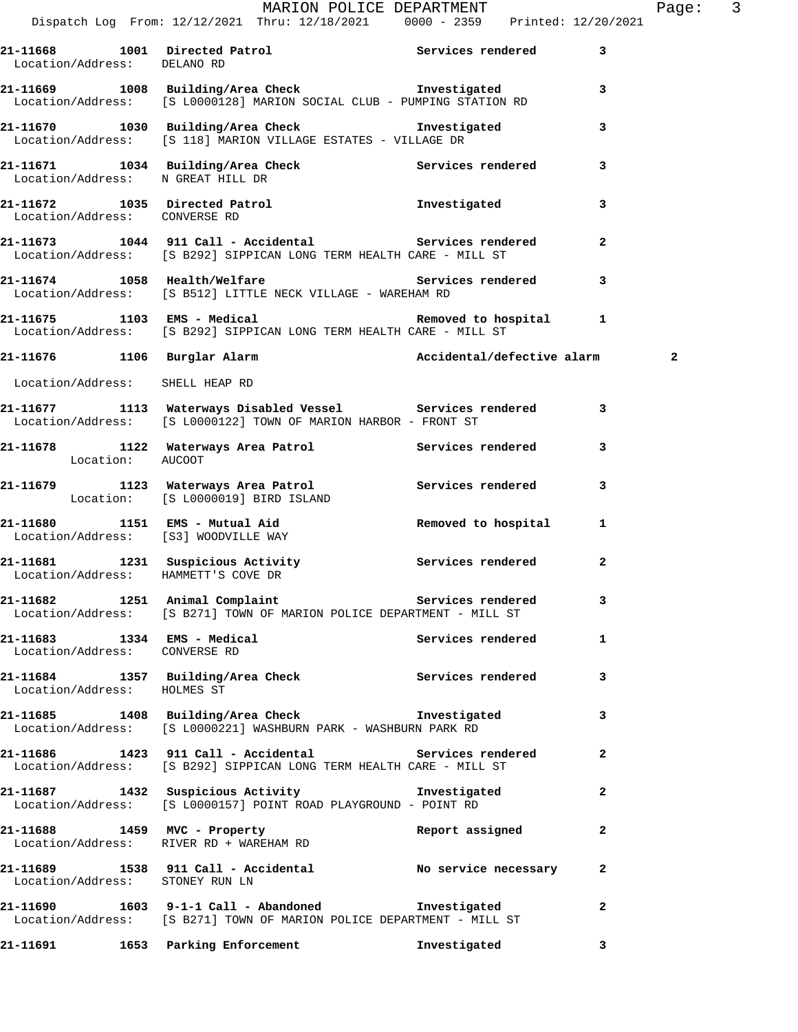21-11668 1001 Directed Patrol Services rendered 3
Location/Address: DELANO RD

21-11669 1008 Building/Area Check Investigated 3
Location/Address: [S L0000128] MARION SOCIAL CLUB - PUMPING STATION RD

21-11670 1030 Building/Area Check Investigated 3
Location/Address: [S 118] MARION VILLAGE ESTATES - VILLAGE DR

21-11671 1034 Building/Area Check Services rendered 3
Location/Address: N GREAT HILL DR

21-11672 1035 Directed Patrol Investigated 3
Location/Address: CONVERSE RD

21-11673 1044 911 Call - Accidental Services rendered 2
Location/Address: [S B292] SIPPICAN LONG TERM HEALTH CARE - MILL ST

21-11674 1058 Health/Welfare Services rendered 3
Location/Address: [S B512] LITTLE NECK VILLAGE - WAREHAM RD

21-11675 1103 EMS - Medical Removed to hospital 1
Location/Address: [S B292] SIPPICAN LONG TERM HEALTH CARE - MILL ST

21-11676 1106 Burglar Alarm Accidental/defective alarm 2
Location/Address: SHELL HEAP RD

21-11677 1113 Waterways Disabled Vessel Services rendered 3
Location/Address: [S L0000122] TOWN OF MARION HARBOR - FRONT ST

21-11678 1122 Waterways Area Patrol Services rendered 3
Location: AUCOOT

21-11679 1123 Waterways Area Patrol Services rendered 3
Location: [S L0000019] BIRD ISLAND

21-11680 1151 EMS - Mutual Aid Removed to hospital 1
Location/Address: [S3] WOODVILLE WAY

21-11681 1231 Suspicious Activity Services rendered 2
Location/Address: HAMMETT'S COVE DR

21-11682 1251 Animal Complaint Services rendered 3
Location/Address: [S B271] TOWN OF MARION POLICE DEPARTMENT - MILL ST

21-11683 1334 EMS - Medical Services rendered 1
Location/Address: CONVERSE RD

21-11684 1357 Building/Area Check Services rendered 3
Location/Address: HOLMES ST

21-11685 1408 Building/Area Check Investigated 3
Location/Address: [S L0000221] WASHBURN PARK - WASHBURN PARK RD

21-11686 1423 911 Call - Accidental Services rendered 2
Location/Address: [S B292] SIPPICAN LONG TERM HEALTH CARE - MILL ST

21-11687 1432 Suspicious Activity Investigated 2
Location/Address: [S L0000157] POINT ROAD PLAYGROUND - POINT RD

21-11688 1459 MVC - Property Report assigned 2
Location/Address: RIVER RD + WAREHAM RD

21-11689 1538 911 Call - Accidental No service necessary 2
Location/Address: STONEY RUN LN

21-11690 1603 9-1-1 Call - Abandoned Investigated 2
Location/Address: [S B271] TOWN OF MARION POLICE DEPARTMENT - MILL ST

21-11691 1653 Parking Enforcement Investigated 3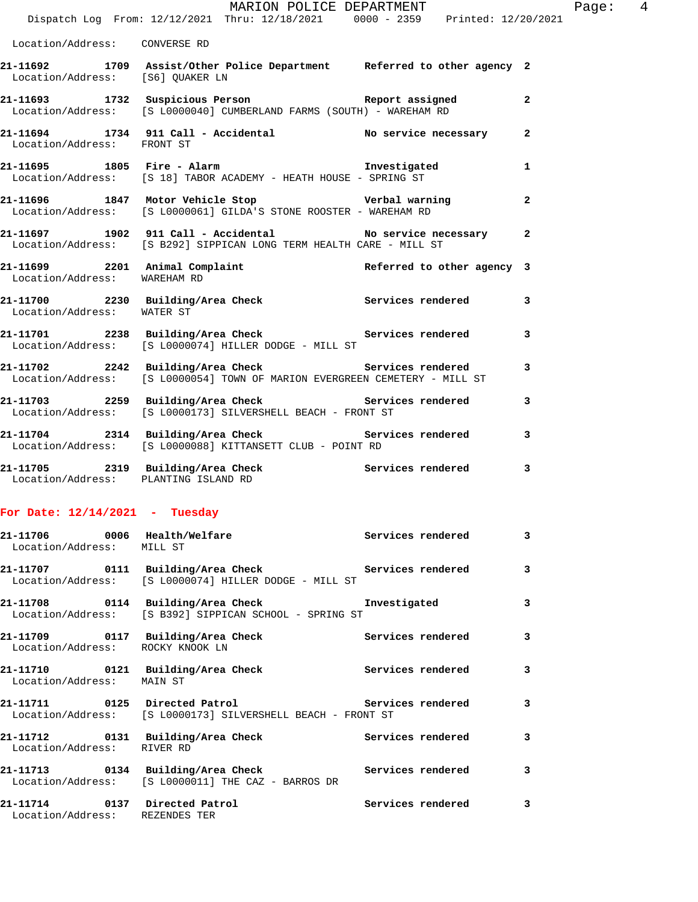Location/Address: CONVERSE RD

**21-11692 1709 Assist/Other Police Department Referred to other agency 2**
Location/Address: [S6] QUAKER LN

**21-11693 1732 Suspicious Person Report assigned 2**
Location/Address: [S L0000040] CUMBERLAND FARMS (SOUTH) - WAREHAM RD

**21-11694 1734 911 Call - Accidental No service necessary 2**
Location/Address: FRONT ST

**21-11695 1805 Fire - Alarm Investigated 1**
Location/Address: [S 18] TABOR ACADEMY - HEATH HOUSE - SPRING ST

**21-11696 1847 Motor Vehicle Stop Verbal warning 2**
Location/Address: [S L0000061] GILDA'S STONE ROOSTER - WAREHAM RD

**21-11697 1902 911 Call - Accidental No service necessary 2**
Location/Address: [S B292] SIPPICAN LONG TERM HEALTH CARE - MILL ST

**21-11699 2201 Animal Complaint Referred to other agency 3**
Location/Address: WAREHAM RD

**21-11700 2230 Building/Area Check Services rendered 3**
Location/Address: WATER ST

**21-11701 2238 Building/Area Check Services rendered 3**
Location/Address: [S L0000074] HILLER DODGE - MILL ST

**21-11702 2242 Building/Area Check Services rendered 3**
Location/Address: [S L0000054] TOWN OF MARION EVERGREEN CEMETERY - MILL ST

**21-11703 2259 Building/Area Check Services rendered 3**
Location/Address: [S L0000173] SILVERSHELL BEACH - FRONT ST

**21-11704 2314 Building/Area Check Services rendered 3**
Location/Address: [S L0000088] KITTANSETT CLUB - POINT RD

**21-11705 2319 Building/Area Check Services rendered 3**
Location/Address: PLANTING ISLAND RD

## For Date: 12/14/2021 - Tuesday

**21-11706 0006 Health/Welfare Services rendered 3**
Location/Address: MILL ST

**21-11707 0111 Building/Area Check Services rendered 3**
Location/Address: [S L0000074] HILLER DODGE - MILL ST

**21-11708 0114 Building/Area Check Investigated 3**
Location/Address: [S B392] SIPPICAN SCHOOL - SPRING ST

**21-11709 0117 Building/Area Check Services rendered 3**
Location/Address: ROCKY KNOOK LN

**21-11710 0121 Building/Area Check Services rendered 3**
Location/Address: MAIN ST

**21-11711 0125 Directed Patrol Services rendered 3**
Location/Address: [S L0000173] SILVERSHELL BEACH - FRONT ST

**21-11712 0131 Building/Area Check Services rendered 3**
Location/Address: RIVER RD

**21-11713 0134 Building/Area Check Services rendered 3**
Location/Address: [S L0000011] THE CAZ - BARROS DR

**21-11714 0137 Directed Patrol Services rendered 3**
Location/Address: REZENDES TER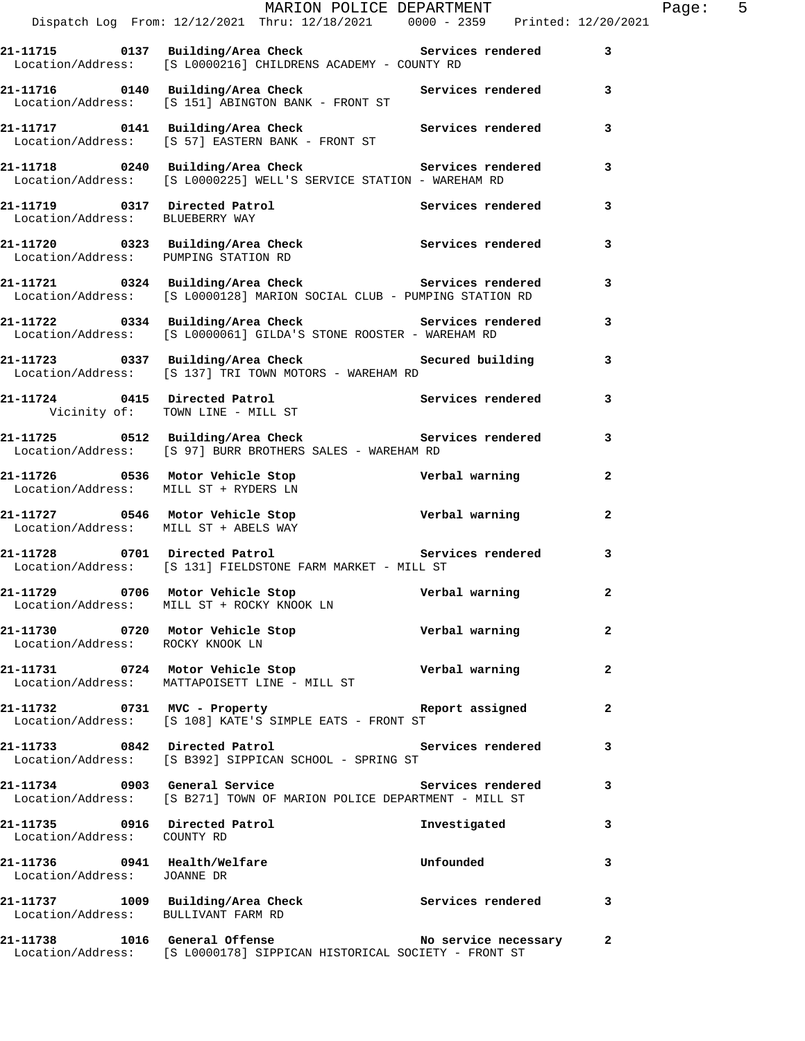**21-11715 0137 Building/Area Check — Services rendered — 3**
Location/Address: [S L0000216] CHILDRENS ACADEMY - COUNTY RD

**21-11716 0140 Building/Area Check — Services rendered — 3**
Location/Address: [S 151] ABINGTON BANK - FRONT ST

**21-11717 0141 Building/Area Check — Services rendered — 3**
Location/Address: [S 57] EASTERN BANK - FRONT ST

**21-11718 0240 Building/Area Check — Services rendered — 3**
Location/Address: [S L0000225] WELL'S SERVICE STATION - WAREHAM RD

**21-11719 0317 Directed Patrol — Services rendered — 3**
Location/Address: BLUEBERRY WAY

**21-11720 0323 Building/Area Check — Services rendered — 3**
Location/Address: PUMPING STATION RD

**21-11721 0324 Building/Area Check — Services rendered — 3**
Location/Address: [S L0000128] MARION SOCIAL CLUB - PUMPING STATION RD

**21-11722 0334 Building/Area Check — Services rendered — 3**
Location/Address: [S L0000061] GILDA'S STONE ROOSTER - WAREHAM RD

**21-11723 0337 Building/Area Check — Secured building — 3**
Location/Address: [S 137] TRI TOWN MOTORS - WAREHAM RD

**21-11724 0415 Directed Patrol — Services rendered — 3**
Vicinity of: TOWN LINE - MILL ST

**21-11725 0512 Building/Area Check — Services rendered — 3**
Location/Address: [S 97] BURR BROTHERS SALES - WAREHAM RD

**21-11726 0536 Motor Vehicle Stop — Verbal warning — 2**
Location/Address: MILL ST + RYDERS LN

**21-11727 0546 Motor Vehicle Stop — Verbal warning — 2**
Location/Address: MILL ST + ABELS WAY

**21-11728 0701 Directed Patrol — Services rendered — 3**
Location/Address: [S 131] FIELDSTONE FARM MARKET - MILL ST

**21-11729 0706 Motor Vehicle Stop — Verbal warning — 2**
Location/Address: MILL ST + ROCKY KNOOK LN

**21-11730 0720 Motor Vehicle Stop — Verbal warning — 2**
Location/Address: ROCKY KNOOK LN

**21-11731 0724 Motor Vehicle Stop — Verbal warning — 2**
Location/Address: MATTAPOISETT LINE - MILL ST

**21-11732 0731 MVC - Property — Report assigned — 2**
Location/Address: [S 108] KATE'S SIMPLE EATS - FRONT ST

**21-11733 0842 Directed Patrol — Services rendered — 3**
Location/Address: [S B392] SIPPICAN SCHOOL - SPRING ST

**21-11734 0903 General Service — Services rendered — 3**
Location/Address: [S B271] TOWN OF MARION POLICE DEPARTMENT - MILL ST

**21-11735 0916 Directed Patrol — Investigated — 3**
Location/Address: COUNTY RD

**21-11736 0941 Health/Welfare — Unfounded — 3**
Location/Address: JOANNE DR

**21-11737 1009 Building/Area Check — Services rendered — 3**
Location/Address: BULLIVANT FARM RD

**21-11738 1016 General Offense — No service necessary — 2**
Location/Address: [S L0000178] SIPPICAN HISTORICAL SOCIETY - FRONT ST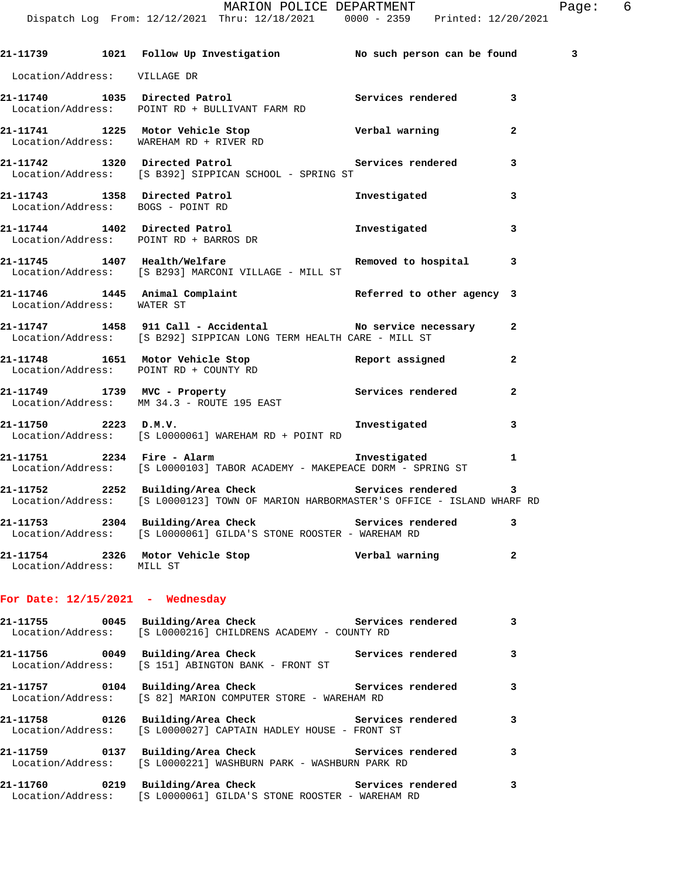21-11739 1021 Follow Up Investigation No such person can be found 3
Location/Address: VILLAGE DR

21-11740 1035 Directed Patrol Services rendered 3
Location/Address: POINT RD + BULLIVANT FARM RD

21-11741 1225 Motor Vehicle Stop Verbal warning 2
Location/Address: WAREHAM RD + RIVER RD

21-11742 1320 Directed Patrol Services rendered 3
Location/Address: [S B392] SIPPICAN SCHOOL - SPRING ST

21-11743 1358 Directed Patrol Investigated 3
Location/Address: BOGS - POINT RD

21-11744 1402 Directed Patrol Investigated 3
Location/Address: POINT RD + BARROS DR

21-11745 1407 Health/Welfare Removed to hospital 3
Location/Address: [S B293] MARCONI VILLAGE - MILL ST

21-11746 1445 Animal Complaint Referred to other agency 3
Location/Address: WATER ST

21-11747 1458 911 Call - Accidental No service necessary 2
Location/Address: [S B292] SIPPICAN LONG TERM HEALTH CARE - MILL ST

21-11748 1651 Motor Vehicle Stop Report assigned 2
Location/Address: POINT RD + COUNTY RD

21-11749 1739 MVC - Property Services rendered 2
Location/Address: MM 34.3 - ROUTE 195 EAST

21-11750 2223 D.M.V. Investigated 3
Location/Address: [S L0000061] WAREHAM RD + POINT RD

21-11751 2234 Fire - Alarm Investigated 1
Location/Address: [S L0000103] TABOR ACADEMY - MAKEPEACE DORM - SPRING ST

21-11752 2252 Building/Area Check Services rendered 3
Location/Address: [S L0000123] TOWN OF MARION HARBORMASTER'S OFFICE - ISLAND WHARF RD

21-11753 2304 Building/Area Check Services rendered 3
Location/Address: [S L0000061] GILDA'S STONE ROOSTER - WAREHAM RD

21-11754 2326 Motor Vehicle Stop Verbal warning 2
Location/Address: MILL ST

**For Date: 12/15/2021 - Wednesday**

21-11755 0045 Building/Area Check Services rendered 3
Location/Address: [S L0000216] CHILDRENS ACADEMY - COUNTY RD

21-11756 0049 Building/Area Check Services rendered 3
Location/Address: [S 151] ABINGTON BANK - FRONT ST

21-11757 0104 Building/Area Check Services rendered 3
Location/Address: [S 82] MARION COMPUTER STORE - WAREHAM RD

21-11758 0126 Building/Area Check Services rendered 3
Location/Address: [S L0000027] CAPTAIN HADLEY HOUSE - FRONT ST

21-11759 0137 Building/Area Check Services rendered 3
Location/Address: [S L0000221] WASHBURN PARK - WASHBURN PARK RD

21-11760 0219 Building/Area Check Services rendered 3
Location/Address: [S L0000061] GILDA'S STONE ROOSTER - WAREHAM RD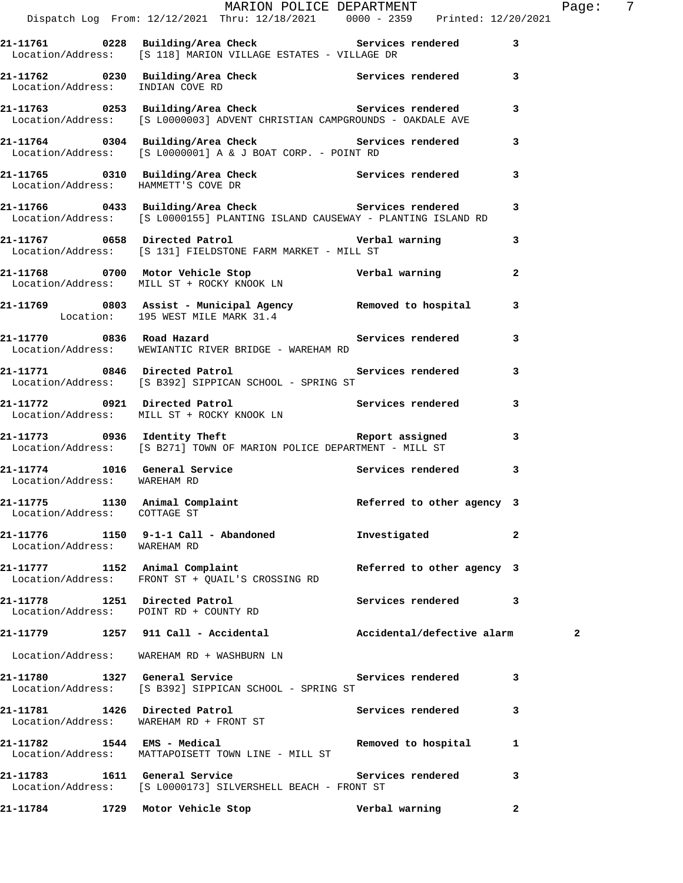**21-11761 0228 Building/Area Check Services rendered 3**
Location/Address: [S 118] MARION VILLAGE ESTATES - VILLAGE DR

**21-11762 0230 Building/Area Check Services rendered 3**
Location/Address: INDIAN COVE RD

**21-11763 0253 Building/Area Check Services rendered 3**
Location/Address: [S L0000003] ADVENT CHRISTIAN CAMPGROUNDS - OAKDALE AVE

**21-11764 0304 Building/Area Check Services rendered 3**
Location/Address: [S L0000001] A & J BOAT CORP. - POINT RD

**21-11765 0310 Building/Area Check Services rendered 3**
Location/Address: HAMMETT'S COVE DR

**21-11766 0433 Building/Area Check Services rendered 3**
Location/Address: [S L0000155] PLANTING ISLAND CAUSEWAY - PLANTING ISLAND RD

**21-11767 0658 Directed Patrol Verbal warning 3**
Location/Address: [S 131] FIELDSTONE FARM MARKET - MILL ST

**21-11768 0700 Motor Vehicle Stop Verbal warning 2**
Location/Address: MILL ST + ROCKY KNOOK LN

**21-11769 0803 Assist - Municipal Agency Removed to hospital 3**
Location: 195 WEST MILE MARK 31.4

**21-11770 0836 Road Hazard Services rendered 3**
Location/Address: WEWIANTIC RIVER BRIDGE - WAREHAM RD

**21-11771 0846 Directed Patrol Services rendered 3**
Location/Address: [S B392] SIPPICAN SCHOOL - SPRING ST

**21-11772 0921 Directed Patrol Services rendered 3**
Location/Address: MILL ST + ROCKY KNOOK LN

**21-11773 0936 Identity Theft Report assigned 3**
Location/Address: [S B271] TOWN OF MARION POLICE DEPARTMENT - MILL ST

**21-11774 1016 General Service Services rendered 3**
Location/Address: WAREHAM RD

**21-11775 1130 Animal Complaint Referred to other agency 3**
Location/Address: COTTAGE ST

**21-11776 1150 9-1-1 Call - Abandoned Investigated 2**
Location/Address: WAREHAM RD

**21-11777 1152 Animal Complaint Referred to other agency 3**
Location/Address: FRONT ST + QUAIL'S CROSSING RD

**21-11778 1251 Directed Patrol Services rendered 3**
Location/Address: POINT RD + COUNTY RD

**21-11779 1257 911 Call - Accidental Accidental/defective alarm 2**
Location/Address: WAREHAM RD + WASHBURN LN

**21-11780 1327 General Service Services rendered 3**
Location/Address: [S B392] SIPPICAN SCHOOL - SPRING ST

**21-11781 1426 Directed Patrol Services rendered 3**
Location/Address: WAREHAM RD + FRONT ST

**21-11782 1544 EMS - Medical Removed to hospital 1**
Location/Address: MATTAPOISETT TOWN LINE - MILL ST

**21-11783 1611 General Service Services rendered 3**
Location/Address: [S L0000173] SILVERSHELL BEACH - FRONT ST

**21-11784 1729 Motor Vehicle Stop Verbal warning 2**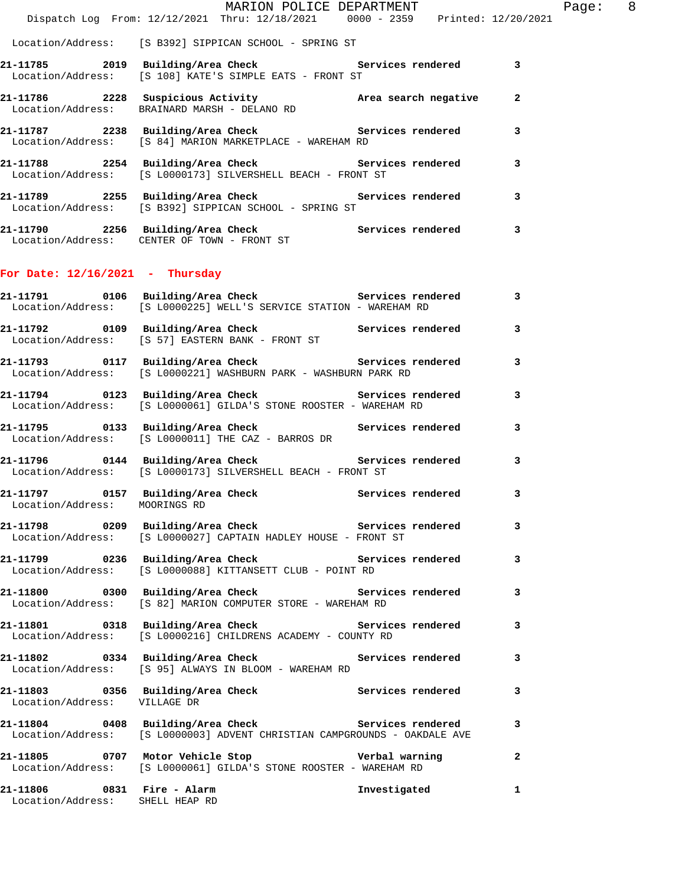Location/Address: [S B392] SIPPICAN SCHOOL - SPRING ST

**21-11785 2019 Building/Area Check Services rendered 3**
Location/Address: [S 108] KATE'S SIMPLE EATS - FRONT ST

**21-11786 2228 Suspicious Activity Area search negative 2**
Location/Address: BRAINARD MARSH - DELANO RD

**21-11787 2238 Building/Area Check Services rendered 3**
Location/Address: [S 84] MARION MARKETPLACE - WAREHAM RD

**21-11788 2254 Building/Area Check Services rendered 3**
Location/Address: [S L0000173] SILVERSHELL BEACH - FRONT ST

**21-11789 2255 Building/Area Check Services rendered 3**
Location/Address: [S B392] SIPPICAN SCHOOL - SPRING ST

**21-11790 2256 Building/Area Check Services rendered 3**
Location/Address: CENTER OF TOWN - FRONT ST

## For Date: 12/16/2021 - Thursday

**21-11791 0106 Building/Area Check Services rendered 3**
Location/Address: [S L0000225] WELL'S SERVICE STATION - WAREHAM RD

**21-11792 0109 Building/Area Check Services rendered 3**
Location/Address: [S 57] EASTERN BANK - FRONT ST

**21-11793 0117 Building/Area Check Services rendered 3**
Location/Address: [S L0000221] WASHBURN PARK - WASHBURN PARK RD

**21-11794 0123 Building/Area Check Services rendered 3**
Location/Address: [S L0000061] GILDA'S STONE ROOSTER - WAREHAM RD

**21-11795 0133 Building/Area Check Services rendered 3**
Location/Address: [S L0000011] THE CAZ - BARROS DR

**21-11796 0144 Building/Area Check Services rendered 3**
Location/Address: [S L0000173] SILVERSHELL BEACH - FRONT ST

**21-11797 0157 Building/Area Check Services rendered 3**
Location/Address: MOORINGS RD

**21-11798 0209 Building/Area Check Services rendered 3**
Location/Address: [S L0000027] CAPTAIN HADLEY HOUSE - FRONT ST

**21-11799 0236 Building/Area Check Services rendered 3**
Location/Address: [S L0000088] KITTANSETT CLUB - POINT RD

**21-11800 0300 Building/Area Check Services rendered 3**
Location/Address: [S 82] MARION COMPUTER STORE - WAREHAM RD

**21-11801 0318 Building/Area Check Services rendered 3**
Location/Address: [S L0000216] CHILDRENS ACADEMY - COUNTY RD

**21-11802 0334 Building/Area Check Services rendered 3**
Location/Address: [S 95] ALWAYS IN BLOOM - WAREHAM RD

**21-11803 0356 Building/Area Check Services rendered 3**
Location/Address: VILLAGE DR

**21-11804 0408 Building/Area Check Services rendered 3**
Location/Address: [S L0000003] ADVENT CHRISTIAN CAMPGROUNDS - OAKDALE AVE

**21-11805 0707 Motor Vehicle Stop Verbal warning 2**
Location/Address: [S L0000061] GILDA'S STONE ROOSTER - WAREHAM RD

**21-11806 0831 Fire - Alarm Investigated 1**
Location/Address: SHELL HEAP RD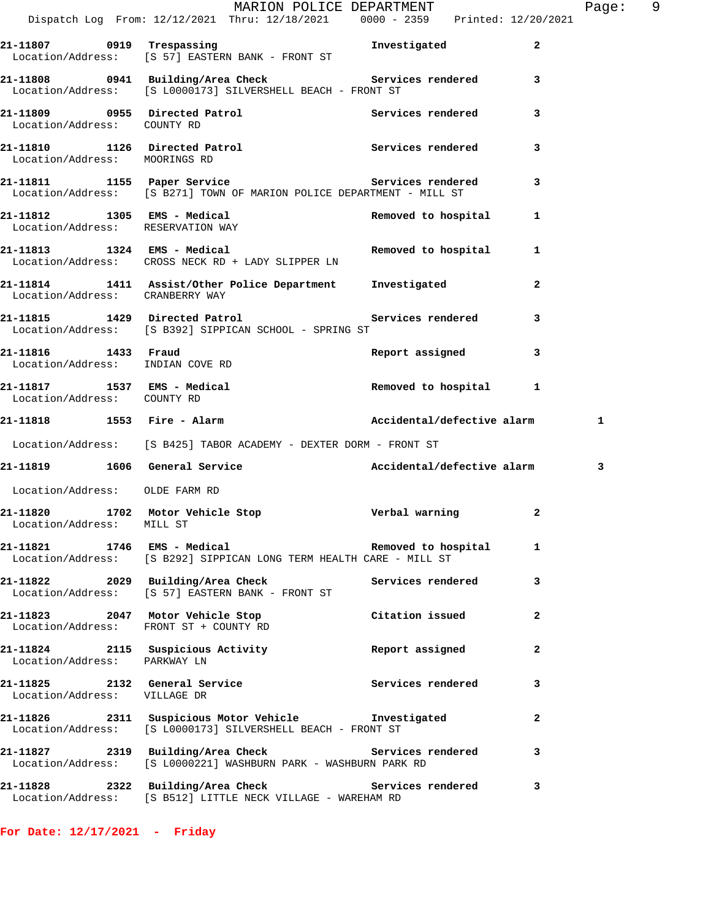21-11807 0919 Trespassing Investigated 2
Location/Address: [S 57] EASTERN BANK - FRONT ST

21-11808 0941 Building/Area Check Services rendered 3
Location/Address: [S L0000173] SILVERSHELL BEACH - FRONT ST

21-11809 0955 Directed Patrol Services rendered 3
Location/Address: COUNTY RD

21-11810 1126 Directed Patrol Services rendered 3
Location/Address: MOORINGS RD

21-11811 1155 Paper Service Services rendered 3
Location/Address: [S B271] TOWN OF MARION POLICE DEPARTMENT - MILL ST

21-11812 1305 EMS - Medical Removed to hospital 1
Location/Address: RESERVATION WAY

21-11813 1324 EMS - Medical Removed to hospital 1
Location/Address: CROSS NECK RD + LADY SLIPPER LN

21-11814 1411 Assist/Other Police Department Investigated 2
Location/Address: CRANBERRY WAY

21-11815 1429 Directed Patrol Services rendered 3
Location/Address: [S B392] SIPPICAN SCHOOL - SPRING ST

21-11816 1433 Fraud Report assigned 3
Location/Address: INDIAN COVE RD

21-11817 1537 EMS - Medical Removed to hospital 1
Location/Address: COUNTY RD

21-11818 1553 Fire - Alarm Accidental/defective alarm 1
Location/Address: [S B425] TABOR ACADEMY - DEXTER DORM - FRONT ST

21-11819 1606 General Service Accidental/defective alarm 3
Location/Address: OLDE FARM RD

21-11820 1702 Motor Vehicle Stop Verbal warning 2
Location/Address: MILL ST

21-11821 1746 EMS - Medical Removed to hospital 1
Location/Address: [S B292] SIPPICAN LONG TERM HEALTH CARE - MILL ST

21-11822 2029 Building/Area Check Services rendered 3
Location/Address: [S 57] EASTERN BANK - FRONT ST

21-11823 2047 Motor Vehicle Stop Citation issued 2
Location/Address: FRONT ST + COUNTY RD

21-11824 2115 Suspicious Activity Report assigned 2
Location/Address: PARKWAY LN

21-11825 2132 General Service Services rendered 3
Location/Address: VILLAGE DR

21-11826 2311 Suspicious Motor Vehicle Investigated 2
Location/Address: [S L0000173] SILVERSHELL BEACH - FRONT ST

21-11827 2319 Building/Area Check Services rendered 3
Location/Address: [S L0000221] WASHBURN PARK - WASHBURN PARK RD

21-11828 2322 Building/Area Check Services rendered 3
Location/Address: [S B512] LITTLE NECK VILLAGE - WAREHAM RD

**For Date: 12/17/2021 - Friday**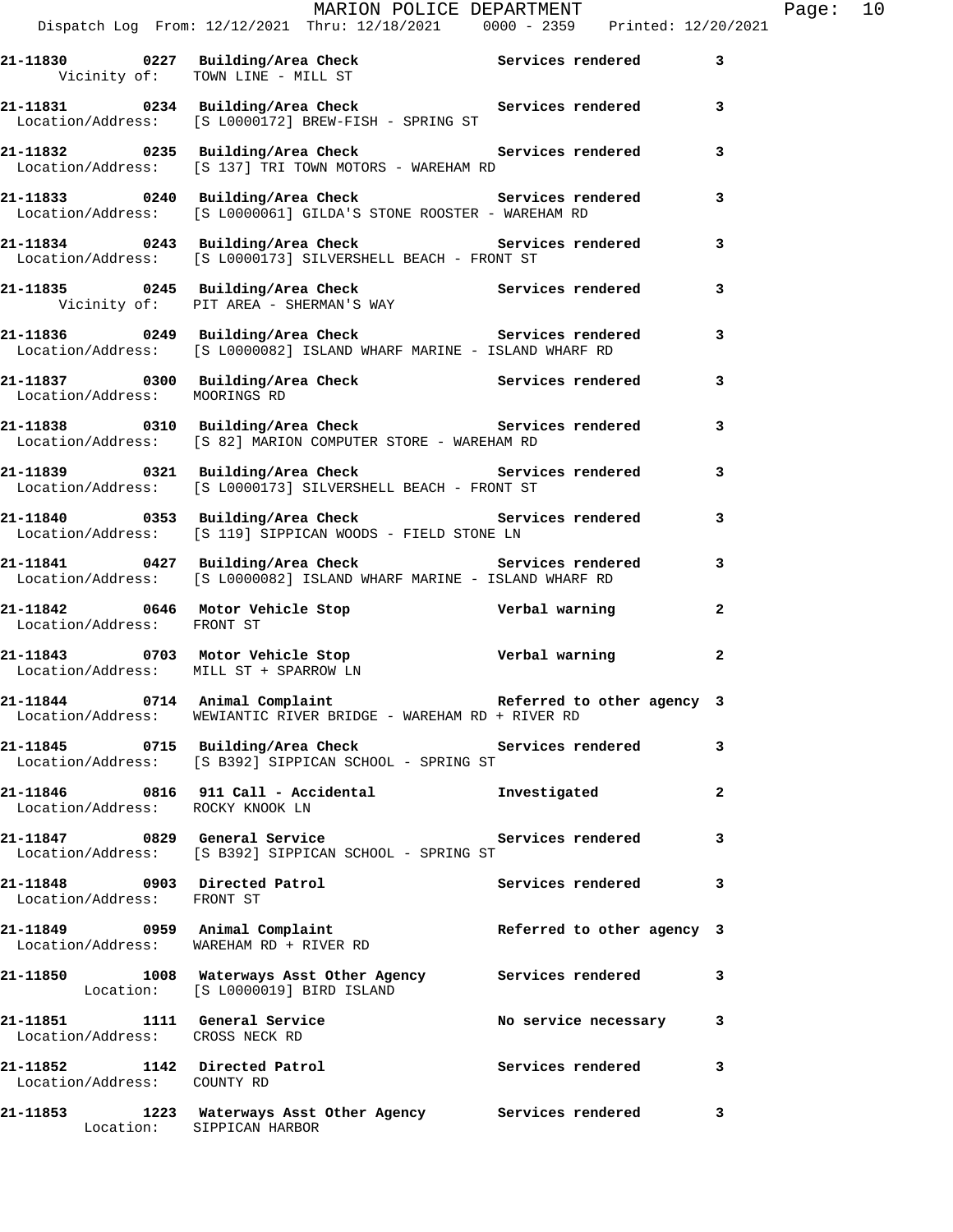**21-11830 0227 Building/Area Check — Services rendered — 3**
Vicinity of: TOWN LINE - MILL ST

**21-11831 0234 Building/Area Check — Services rendered — 3**
Location/Address: [S L0000172] BREW-FISH - SPRING ST

**21-11832 0235 Building/Area Check — Services rendered — 3**
Location/Address: [S 137] TRI TOWN MOTORS - WAREHAM RD

**21-11833 0240 Building/Area Check — Services rendered — 3**
Location/Address: [S L0000061] GILDA'S STONE ROOSTER - WAREHAM RD

**21-11834 0243 Building/Area Check — Services rendered — 3**
Location/Address: [S L0000173] SILVERSHELL BEACH - FRONT ST

**21-11835 0245 Building/Area Check — Services rendered — 3**
Vicinity of: PIT AREA - SHERMAN'S WAY

**21-11836 0249 Building/Area Check — Services rendered — 3**
Location/Address: [S L0000082] ISLAND WHARF MARINE - ISLAND WHARF RD

**21-11837 0300 Building/Area Check — Services rendered — 3**
Location/Address: MOORINGS RD

**21-11838 0310 Building/Area Check — Services rendered — 3**
Location/Address: [S 82] MARION COMPUTER STORE - WAREHAM RD

**21-11839 0321 Building/Area Check — Services rendered — 3**
Location/Address: [S L0000173] SILVERSHELL BEACH - FRONT ST

**21-11840 0353 Building/Area Check — Services rendered — 3**
Location/Address: [S 119] SIPPICAN WOODS - FIELD STONE LN

**21-11841 0427 Building/Area Check — Services rendered — 3**
Location/Address: [S L0000082] ISLAND WHARF MARINE - ISLAND WHARF RD

**21-11842 0646 Motor Vehicle Stop — Verbal warning — 2**
Location/Address: FRONT ST

**21-11843 0703 Motor Vehicle Stop — Verbal warning — 2**
Location/Address: MILL ST + SPARROW LN

**21-11844 0714 Animal Complaint — Referred to other agency — 3**
Location/Address: WEWIANTIC RIVER BRIDGE - WAREHAM RD + RIVER RD

**21-11845 0715 Building/Area Check — Services rendered — 3**
Location/Address: [S B392] SIPPICAN SCHOOL - SPRING ST

**21-11846 0816 911 Call - Accidental — Investigated — 2**
Location/Address: ROCKY KNOOK LN

**21-11847 0829 General Service — Services rendered — 3**
Location/Address: [S B392] SIPPICAN SCHOOL - SPRING ST

**21-11848 0903 Directed Patrol — Services rendered — 3**
Location/Address: FRONT ST

**21-11849 0959 Animal Complaint — Referred to other agency — 3**
Location/Address: WAREHAM RD + RIVER RD

**21-11850 1008 Waterways Asst Other Agency — Services rendered — 3**
Location: [S L0000019] BIRD ISLAND

**21-11851 1111 General Service — No service necessary — 3**
Location/Address: CROSS NECK RD

**21-11852 1142 Directed Patrol — Services rendered — 3**
Location/Address: COUNTY RD

**21-11853 1223 Waterways Asst Other Agency — Services rendered — 3**
Location: SIPPICAN HARBOR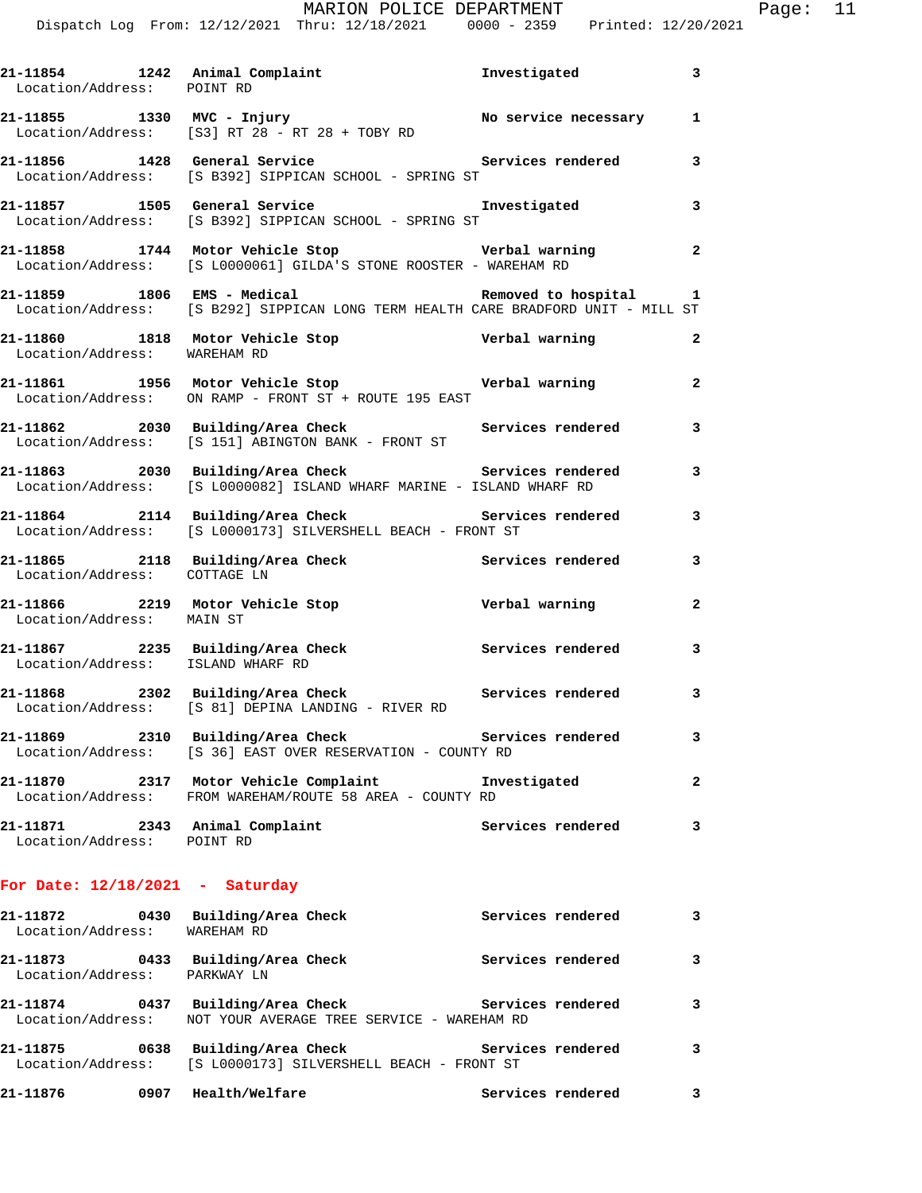```
21-11854        1242  Animal Complaint                 Investigated              3
  Location/Address:    POINT RD

21-11855        1330  MVC - Injury                     No service necessary      1
  Location/Address:    [S3] RT 28 - RT 28 + TOBY RD

21-11856        1428  General Service                  Services rendered         3
  Location/Address:    [S B392] SIPPICAN SCHOOL - SPRING ST

21-11857        1505  General Service                  Investigated              3
  Location/Address:    [S B392] SIPPICAN SCHOOL - SPRING ST

21-11858        1744  Motor Vehicle Stop               Verbal warning            2
  Location/Address:    [S L0000061] GILDA'S STONE ROOSTER - WAREHAM RD

21-11859        1806  EMS - Medical                    Removed to hospital       1
  Location/Address:    [S B292] SIPPICAN LONG TERM HEALTH CARE BRADFORD UNIT - MILL ST

21-11860        1818  Motor Vehicle Stop               Verbal warning            2
  Location/Address:    WAREHAM RD

21-11861        1956  Motor Vehicle Stop               Verbal warning            2
  Location/Address:    ON RAMP - FRONT ST + ROUTE 195 EAST

21-11862        2030  Building/Area Check              Services rendered         3
  Location/Address:    [S 151] ABINGTON BANK - FRONT ST

21-11863        2030  Building/Area Check              Services rendered         3
  Location/Address:    [S L0000082] ISLAND WHARF MARINE - ISLAND WHARF RD

21-11864        2114  Building/Area Check              Services rendered         3
  Location/Address:    [S L0000173] SILVERSHELL BEACH - FRONT ST

21-11865        2118  Building/Area Check              Services rendered         3
  Location/Address:    COTTAGE LN

21-11866        2219  Motor Vehicle Stop               Verbal warning            2
  Location/Address:    MAIN ST

21-11867        2235  Building/Area Check              Services rendered         3
  Location/Address:    ISLAND WHARF RD

21-11868        2302  Building/Area Check              Services rendered         3
  Location/Address:    [S 81] DEPINA LANDING - RIVER RD

21-11869        2310  Building/Area Check              Services rendered         3
  Location/Address:    [S 36] EAST OVER RESERVATION - COUNTY RD

21-11870        2317  Motor Vehicle Complaint          Investigated              2
  Location/Address:    FROM WAREHAM/ROUTE 58 AREA - COUNTY RD

21-11871        2343  Animal Complaint                 Services rendered         3
  Location/Address:    POINT RD
```

**For Date: 12/18/2021 - Saturday**

```
21-11872        0430  Building/Area Check              Services rendered         3
  Location/Address:    WAREHAM RD

21-11873        0433  Building/Area Check              Services rendered         3
  Location/Address:    PARKWAY LN

21-11874        0437  Building/Area Check              Services rendered         3
  Location/Address:    NOT YOUR AVERAGE TREE SERVICE - WAREHAM RD

21-11875        0638  Building/Area Check              Services rendered         3
  Location/Address:    [S L0000173] SILVERSHELL BEACH - FRONT ST

21-11876        0907  Health/Welfare                   Services rendered         3
```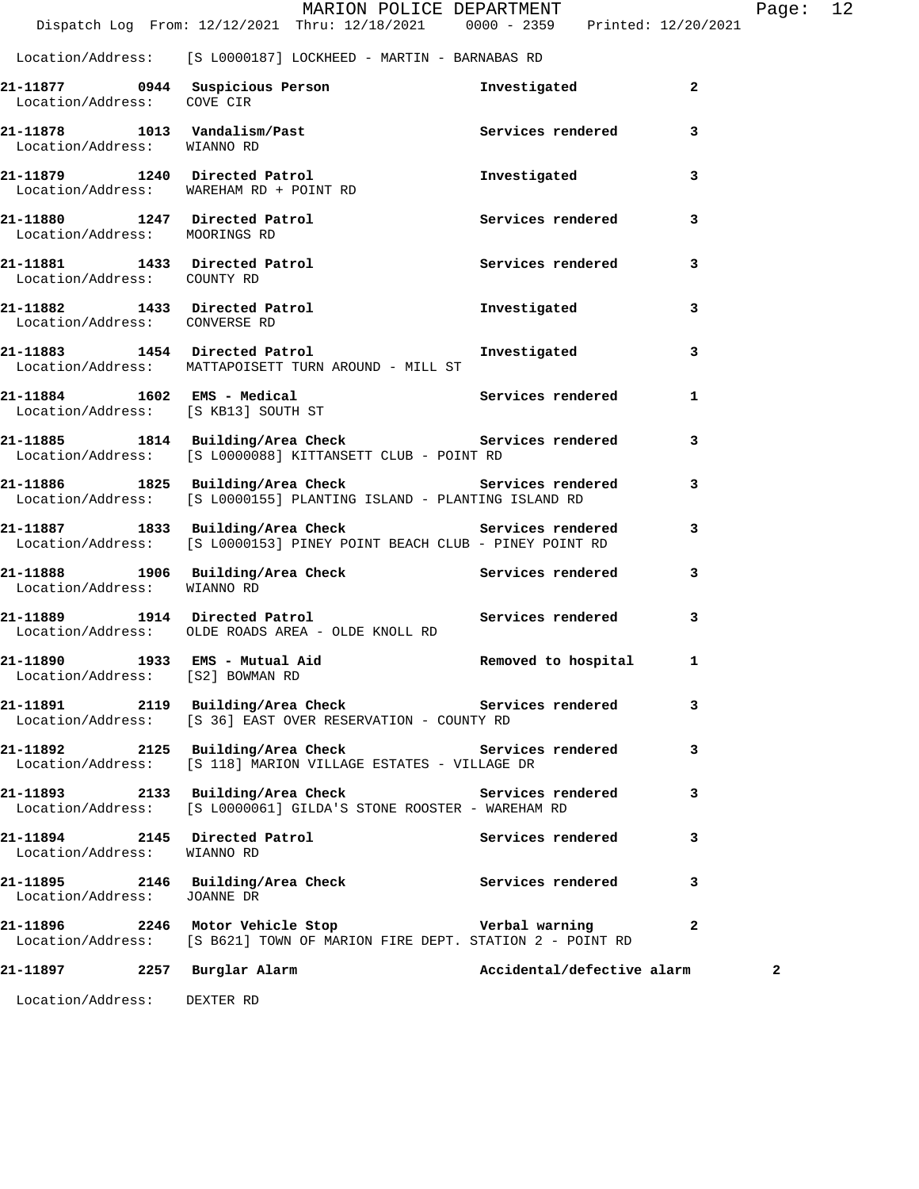Location/Address: [S L0000187] LOCKHEED - MARTIN - BARNABAS RD

**21-11877 0944 Suspicious Person** Investigated 2
Location/Address: COVE CIR

**21-11878 1013 Vandalism/Past** Services rendered 3
Location/Address: WIANNO RD

**21-11879 1240 Directed Patrol** Investigated 3
Location/Address: WAREHAM RD + POINT RD

**21-11880 1247 Directed Patrol** Services rendered 3
Location/Address: MOORINGS RD

**21-11881 1433 Directed Patrol** Services rendered 3
Location/Address: COUNTY RD

**21-11882 1433 Directed Patrol** Investigated 3
Location/Address: CONVERSE RD

**21-11883 1454 Directed Patrol** Investigated 3
Location/Address: MATTAPOISETT TURN AROUND - MILL ST

**21-11884 1602 EMS - Medical** Services rendered 1
Location/Address: [S KB13] SOUTH ST

**21-11885 1814 Building/Area Check** Services rendered 3
Location/Address: [S L0000088] KITTANSETT CLUB - POINT RD

**21-11886 1825 Building/Area Check** Services rendered 3
Location/Address: [S L0000155] PLANTING ISLAND - PLANTING ISLAND RD

**21-11887 1833 Building/Area Check** Services rendered 3
Location/Address: [S L0000153] PINEY POINT BEACH CLUB - PINEY POINT RD

**21-11888 1906 Building/Area Check** Services rendered 3
Location/Address: WIANNO RD

**21-11889 1914 Directed Patrol** Services rendered 3
Location/Address: OLDE ROADS AREA - OLDE KNOLL RD

**21-11890 1933 EMS - Mutual Aid** Removed to hospital 1
Location/Address: [S2] BOWMAN RD

**21-11891 2119 Building/Area Check** Services rendered 3
Location/Address: [S 36] EAST OVER RESERVATION - COUNTY RD

**21-11892 2125 Building/Area Check** Services rendered 3
Location/Address: [S 118] MARION VILLAGE ESTATES - VILLAGE DR

**21-11893 2133 Building/Area Check** Services rendered 3
Location/Address: [S L0000061] GILDA'S STONE ROOSTER - WAREHAM RD

**21-11894 2145 Directed Patrol** Services rendered 3
Location/Address: WIANNO RD

**21-11895 2146 Building/Area Check** Services rendered 3
Location/Address: JOANNE DR

**21-11896 2246 Motor Vehicle Stop** Verbal warning 2
Location/Address: [S B621] TOWN OF MARION FIRE DEPT. STATION 2 - POINT RD

**21-11897 2257 Burglar Alarm** Accidental/defective alarm 2
Location/Address: DEXTER RD